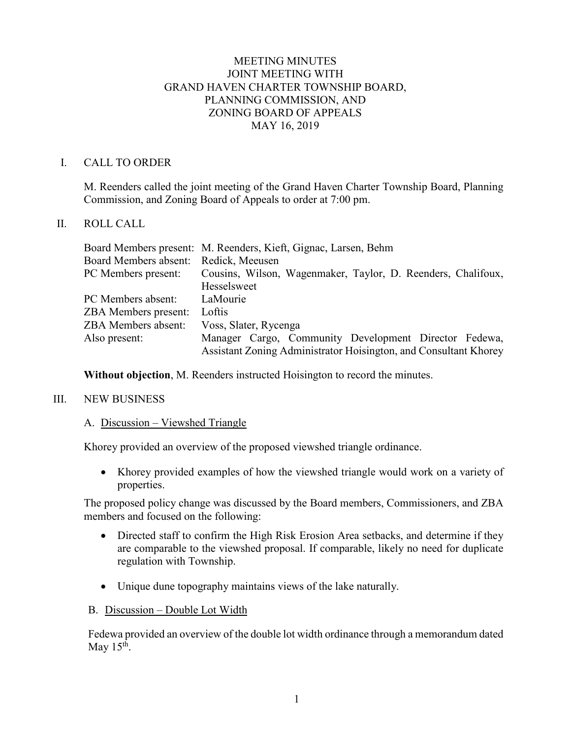# MEETING MINUTES
# JOINT MEETING WITH
# GRAND HAVEN CHARTER TOWNSHIP BOARD, PLANNING COMMISSION, AND ZONING BOARD OF APPEALS
# MAY 16, 2019

## I. CALL TO ORDER

M. Reenders called the joint meeting of the Grand Haven Charter Township Board, Planning Commission, and Zoning Board of Appeals to order at 7:00 pm.

## II. ROLL CALL

| | |
|---|---|
| Board Members present: | M. Reenders, Kieft, Gignac, Larsen, Behm |
| Board Members absent: | Redick, Meeusen |
| PC Members present: | Cousins, Wilson, Wagenmaker, Taylor, D. Reenders, Chalifoux, Hesselsweet |
| PC Members absent: | LaMourie |
| ZBA Members present: | Loftis |
| ZBA Members absent: | Voss, Slater, Rycenga |
| Also present: | Manager Cargo, Community Development Director Fedewa, Assistant Zoning Administrator Hoisington, and Consultant Khorey |

**Without objection**, M. Reenders instructed Hoisington to record the minutes.

## III. NEW BUSINESS

### A. Discussion – Viewshed Triangle

Khorey provided an overview of the proposed viewshed triangle ordinance.

- Khorey provided examples of how the viewshed triangle would work on a variety of properties.

The proposed policy change was discussed by the Board members, Commissioners, and ZBA members and focused on the following:

- Directed staff to confirm the High Risk Erosion Area setbacks, and determine if they are comparable to the viewshed proposal. If comparable, likely no need for duplicate regulation with Township.
- Unique dune topography maintains views of the lake naturally.

### B. Discussion – Double Lot Width

Fedewa provided an overview of the double lot width ordinance through a memorandum dated May 15th.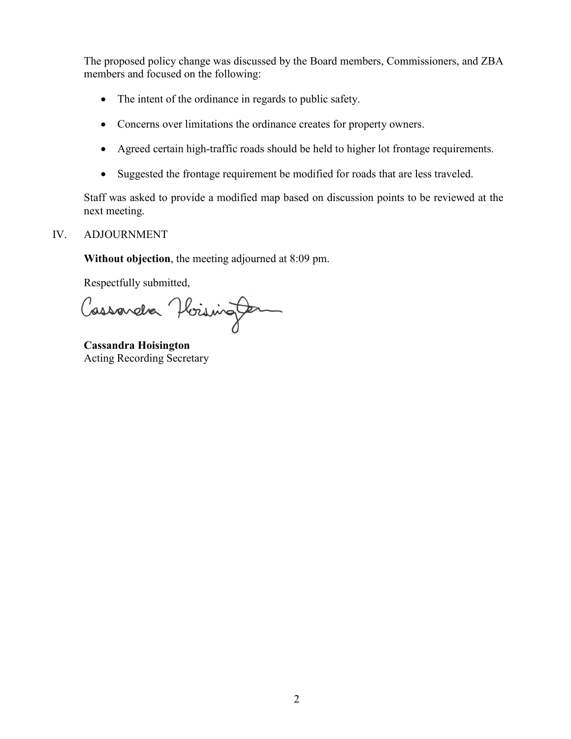The proposed policy change was discussed by the Board members, Commissioners, and ZBA members and focused on the following:

- The intent of the ordinance in regards to public safety.
- Concerns over limitations the ordinance creates for property owners.
- Agreed certain high-traffic roads should be held to higher lot frontage requirements.
- Suggested the frontage requirement be modified for roads that are less traveled.

Staff was asked to provide a modified map based on discussion points to be reviewed at the next meeting.

IV. ADJOURNMENT

**Without objection**, the meeting adjourned at 8:09 pm.

Respectfully submitted,

Cassandra Hoisington

**Cassandra Hoisington**
Acting Recording Secretary